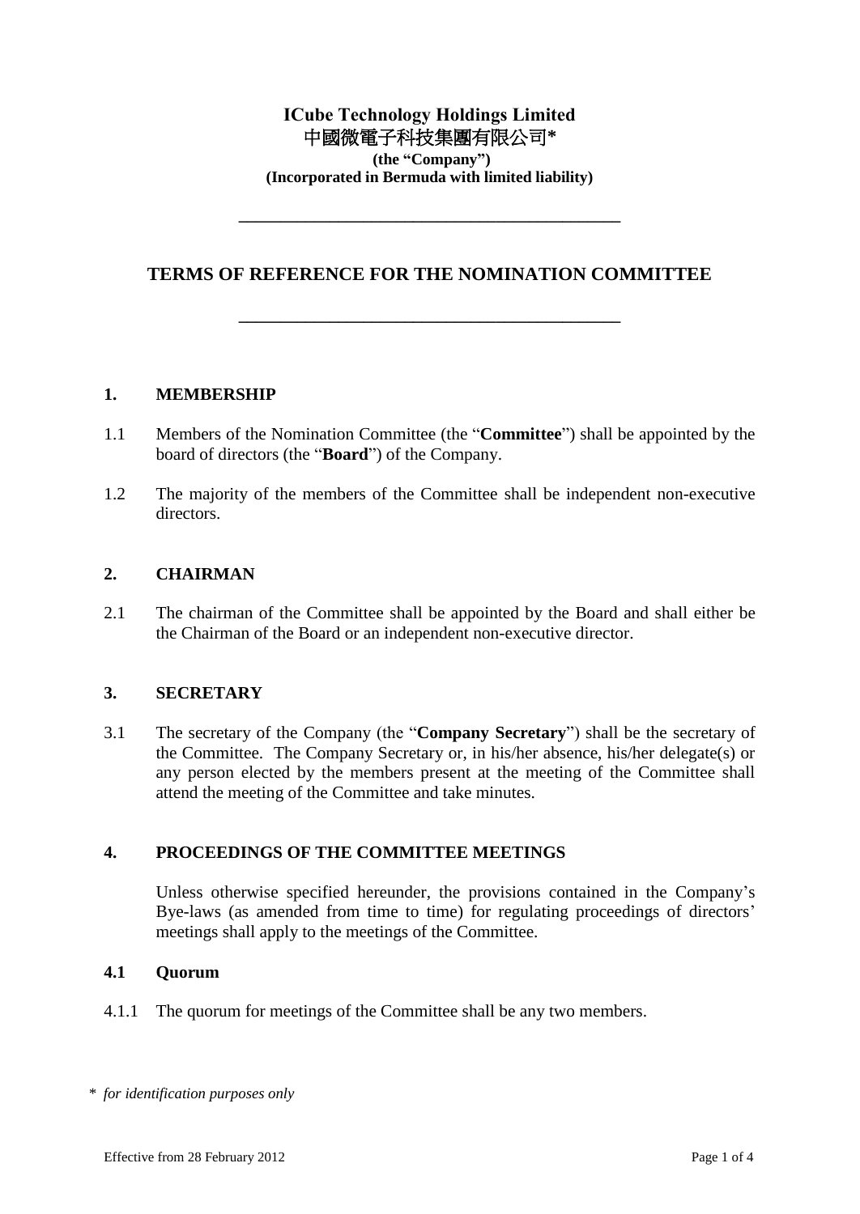**ICube Technology Holdings Limited**
**中國微電子科技集團有限公司***
**(the "Company")**
**(Incorporated in Bermuda with limited liability)**

---

# TERMS OF REFERENCE FOR THE NOMINATION COMMITTEE

---

## 1. MEMBERSHIP

1.1 Members of the Nomination Committee (the "**Committee**") shall be appointed by the board of directors (the "**Board**") of the Company.

1.2 The majority of the members of the Committee shall be independent non-executive directors.

## 2. CHAIRMAN

2.1 The chairman of the Committee shall be appointed by the Board and shall either be the Chairman of the Board or an independent non-executive director.

## 3. SECRETARY

3.1 The secretary of the Company (the "**Company Secretary**") shall be the secretary of the Committee. The Company Secretary or, in his/her absence, his/her delegate(s) or any person elected by the members present at the meeting of the Committee shall attend the meeting of the Committee and take minutes.

## 4. PROCEEDINGS OF THE COMMITTEE MEETINGS

Unless otherwise specified hereunder, the provisions contained in the Company's Bye-laws (as amended from time to time) for regulating proceedings of directors' meetings shall apply to the meetings of the Committee.

### 4.1 Quorum

4.1.1 The quorum for meetings of the Committee shall be any two members.

\* *for identification purposes only*

Effective from 28 February 2012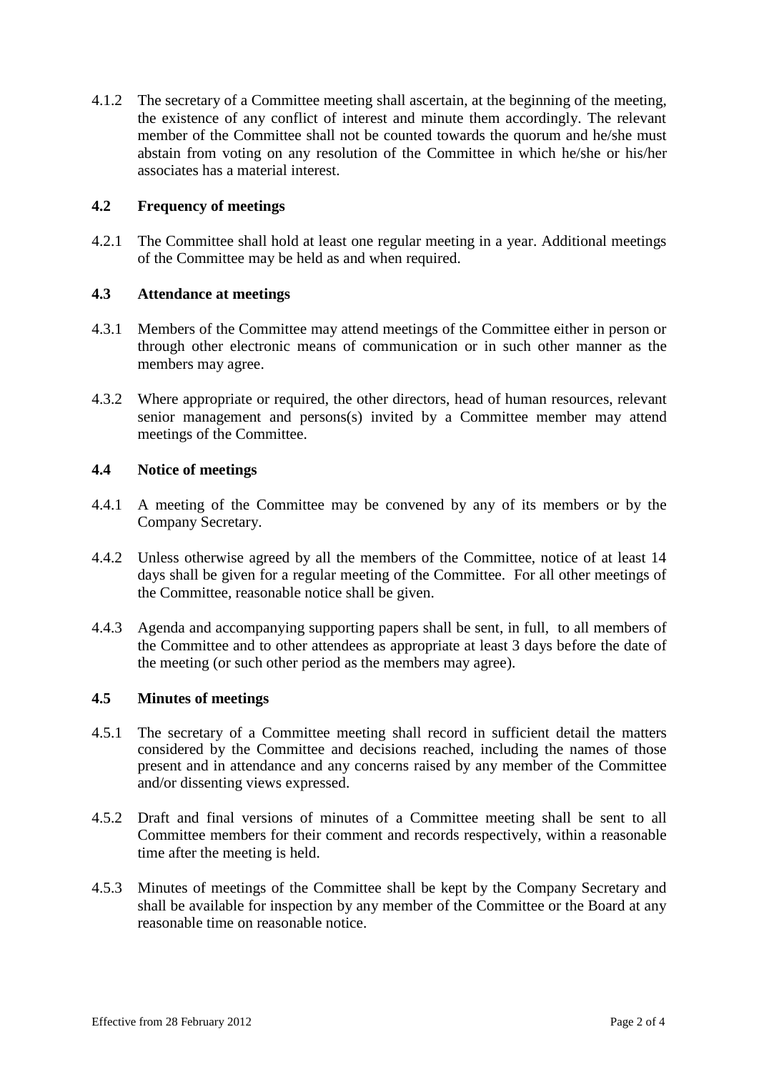4.1.2 The secretary of a Committee meeting shall ascertain, at the beginning of the meeting, the existence of any conflict of interest and minute them accordingly. The relevant member of the Committee shall not be counted towards the quorum and he/she must abstain from voting on any resolution of the Committee in which he/she or his/her associates has a material interest.

### 4.2 Frequency of meetings

4.2.1 The Committee shall hold at least one regular meeting in a year. Additional meetings of the Committee may be held as and when required.

### 4.3 Attendance at meetings

4.3.1 Members of the Committee may attend meetings of the Committee either in person or through other electronic means of communication or in such other manner as the members may agree.

4.3.2 Where appropriate or required, the other directors, head of human resources, relevant senior management and persons(s) invited by a Committee member may attend meetings of the Committee.

### 4.4 Notice of meetings

4.4.1 A meeting of the Committee may be convened by any of its members or by the Company Secretary.

4.4.2 Unless otherwise agreed by all the members of the Committee, notice of at least 14 days shall be given for a regular meeting of the Committee. For all other meetings of the Committee, reasonable notice shall be given.

4.4.3 Agenda and accompanying supporting papers shall be sent, in full, to all members of the Committee and to other attendees as appropriate at least 3 days before the date of the meeting (or such other period as the members may agree).

### 4.5 Minutes of meetings

4.5.1 The secretary of a Committee meeting shall record in sufficient detail the matters considered by the Committee and decisions reached, including the names of those present and in attendance and any concerns raised by any member of the Committee and/or dissenting views expressed.

4.5.2 Draft and final versions of minutes of a Committee meeting shall be sent to all Committee members for their comment and records respectively, within a reasonable time after the meeting is held.

4.5.3 Minutes of meetings of the Committee shall be kept by the Company Secretary and shall be available for inspection by any member of the Committee or the Board at any reasonable time on reasonable notice.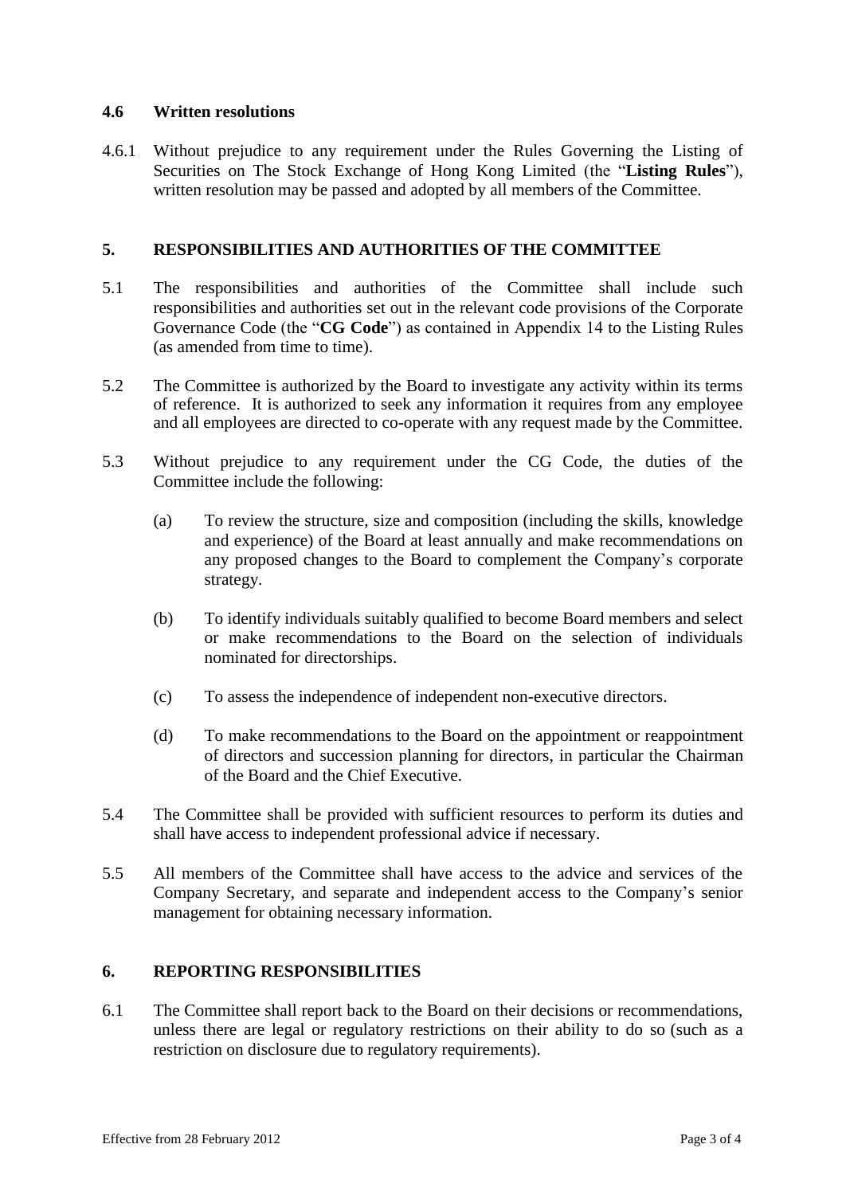### 4.6 Written resolutions

4.6.1 Without prejudice to any requirement under the Rules Governing the Listing of Securities on The Stock Exchange of Hong Kong Limited (the "**Listing Rules**"), written resolution may be passed and adopted by all members of the Committee.

## 5. RESPONSIBILITIES AND AUTHORITIES OF THE COMMITTEE

5.1 The responsibilities and authorities of the Committee shall include such responsibilities and authorities set out in the relevant code provisions of the Corporate Governance Code (the "**CG Code**") as contained in Appendix 14 to the Listing Rules (as amended from time to time).

5.2 The Committee is authorized by the Board to investigate any activity within its terms of reference. It is authorized to seek any information it requires from any employee and all employees are directed to co-operate with any request made by the Committee.

5.3 Without prejudice to any requirement under the CG Code, the duties of the Committee include the following:

(a) To review the structure, size and composition (including the skills, knowledge and experience) of the Board at least annually and make recommendations on any proposed changes to the Board to complement the Company's corporate strategy.

(b) To identify individuals suitably qualified to become Board members and select or make recommendations to the Board on the selection of individuals nominated for directorships.

(c) To assess the independence of independent non-executive directors.

(d) To make recommendations to the Board on the appointment or reappointment of directors and succession planning for directors, in particular the Chairman of the Board and the Chief Executive.

5.4 The Committee shall be provided with sufficient resources to perform its duties and shall have access to independent professional advice if necessary.

5.5 All members of the Committee shall have access to the advice and services of the Company Secretary, and separate and independent access to the Company's senior management for obtaining necessary information.

## 6. REPORTING RESPONSIBILITIES

6.1 The Committee shall report back to the Board on their decisions or recommendations, unless there are legal or regulatory restrictions on their ability to do so (such as a restriction on disclosure due to regulatory requirements).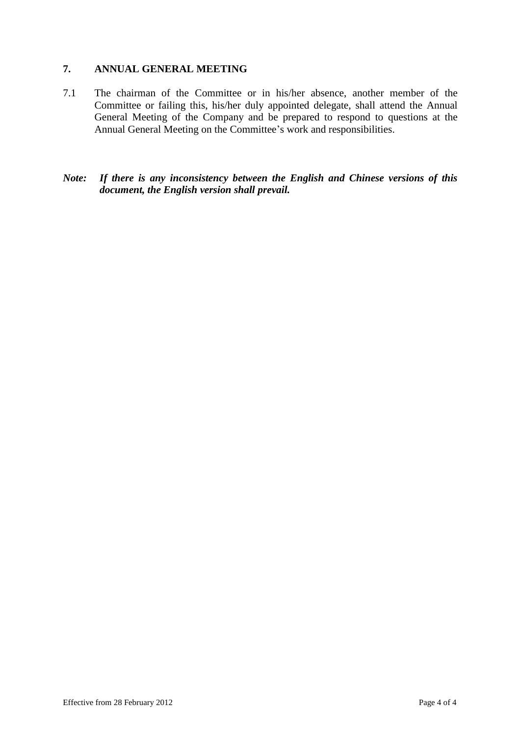## 7. ANNUAL GENERAL MEETING

7.1 The chairman of the Committee or in his/her absence, another member of the Committee or failing this, his/her duly appointed delegate, shall attend the Annual General Meeting of the Company and be prepared to respond to questions at the Annual General Meeting on the Committee's work and responsibilities.

***Note: If there is any inconsistency between the English and Chinese versions of this document, the English version shall prevail.***

Effective from 28 February 2012